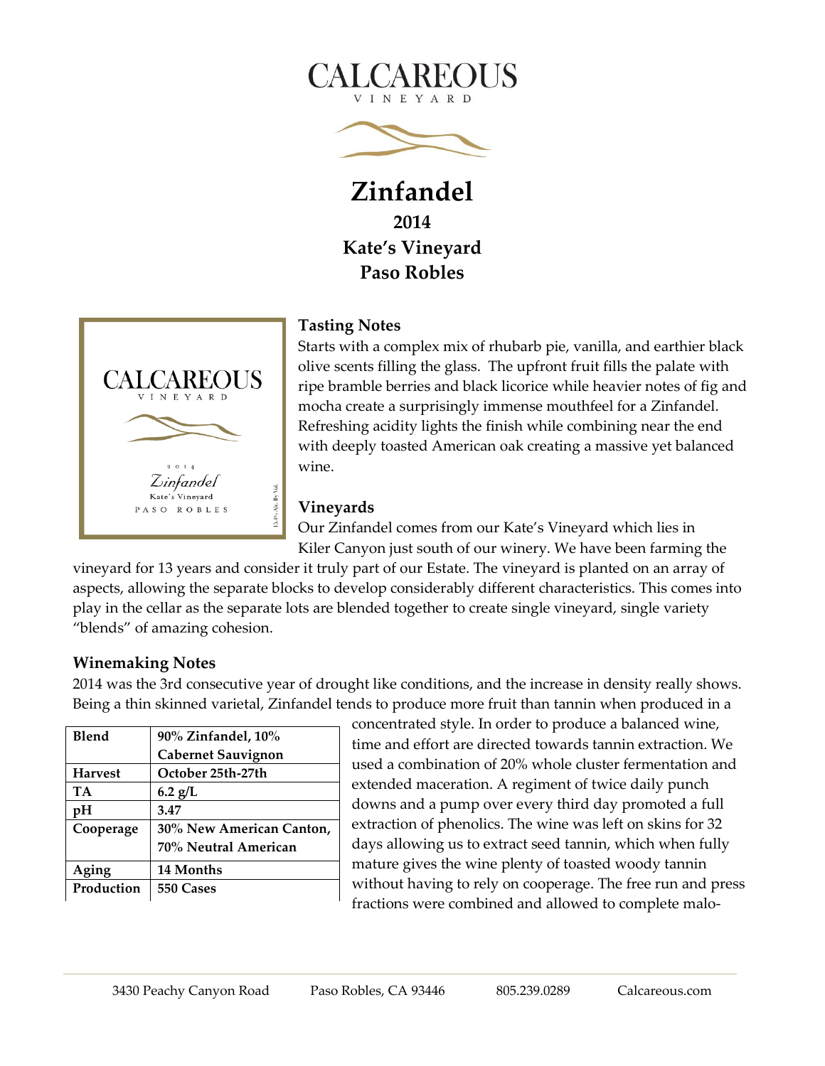# CALCAREOUS

VINEYARD

# Zinfandel

## 2014

## Kate's Vineyard

## Paso Robles

### Tasting Notes

Starts with a complex mix of rhubarb pie, vanilla, and earthier black olive scents filling the glass. The upfront fruit fills the palate with ripe bramble berries and black licorice while heavier notes of fig and mocha create a surprisingly immense mouthfeel for a Zinfandel. Refreshing acidity lights the finish while combining near the end with deeply toasted American oak creating a massive yet balanced wine.

### Vineyards

Our Zinfandel comes from our Kate's Vineyard which lies in Kiler Canyon just south of our winery. We have been farming the vineyard for 13 years and consider it truly part of our Estate. The vineyard is planted on an array of aspects, allowing the separate blocks to develop considerably different characteristics. This comes into play in the cellar as the separate lots are blended together to create single vineyard, single variety "blends" of amazing cohesion.

### Winemaking Notes

2014 was the 3rd consecutive year of drought like conditions, and the increase in density really shows. Being a thin skinned varietal, Zinfandel tends to produce more fruit than tannin when produced in a concentrated style. In order to produce a balanced wine, time and effort are directed towards tannin extraction. We used a combination of 20% whole cluster fermentation and extended maceration. A regiment of twice daily punch downs and a pump over every third day promoted a full extraction of phenolics. The wine was left on skins for 32 days allowing us to extract seed tannin, which when fully mature gives the wine plenty of toasted woody tannin without having to rely on cooperage. The free run and press fractions were combined and allowed to complete malo-

| **Blend** | **90% Zinfandel, 10% Cabernet Sauvignon** |
|---|---|
| **Harvest** | **October 25th-27th** |
| **TA** | **6.2 g/L** |
| **pH** | **3.47** |
| **Cooperage** | **30% New American Canton, 70% Neutral American** |
| **Aging** | **14 Months** |
| **Production** | **550 Cases** |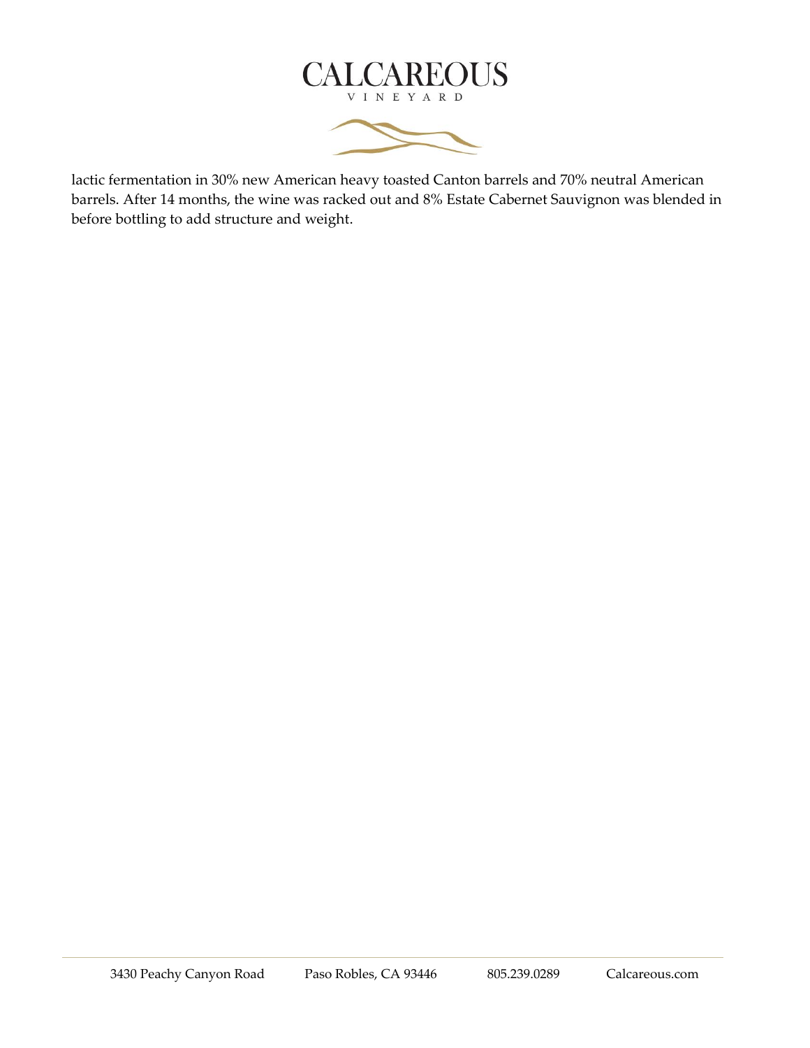lactic fermentation in 30% new American heavy toasted Canton barrels and 70% neutral American barrels. After 14 months, the wine was racked out and 8% Estate Cabernet Sauvignon was blended in before bottling to add structure and weight.